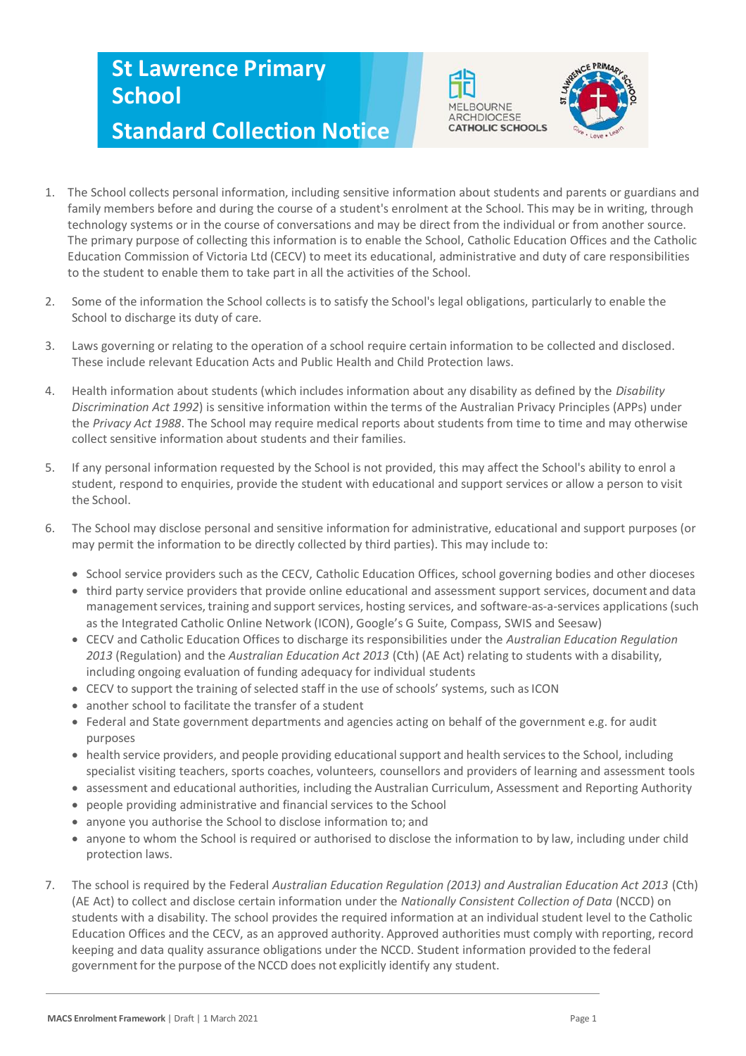# St Lawrence Primary School

# Standard Collection Notice

1. The School collects personal information, including sensitive information about students and parents or guardians and family members before and during the course of a student's enrolment at the School. This may be in writing, through technology systems or in the course of conversations and may be direct from the individual or from another source. The primary purpose of collecting this information is to enable the School, Catholic Education Offices and the Catholic Education Commission of Victoria Ltd (CECV) to meet its educational, administrative and duty of care responsibilities to the student to enable them to take part in all the activities of the School.

2. Some of the information the School collects is to satisfy the School's legal obligations, particularly to enable the School to discharge its duty of care.

3. Laws governing or relating to the operation of a school require certain information to be collected and disclosed. These include relevant Education Acts and Public Health and Child Protection laws.

4. Health information about students (which includes information about any disability as defined by the *Disability Discrimination Act 1992*) is sensitive information within the terms of the Australian Privacy Principles (APPs) under the *Privacy Act 1988*. The School may require medical reports about students from time to time and may otherwise collect sensitive information about students and their families.

5. If any personal information requested by the School is not provided, this may affect the School's ability to enrol a student, respond to enquiries, provide the student with educational and support services or allow a person to visit the School.

6. The School may disclose personal and sensitive information for administrative, educational and support purposes (or may permit the information to be directly collected by third parties). This may include to:

   - School service providers such as the CECV, Catholic Education Offices, school governing bodies and other dioceses
   - third party service providers that provide online educational and assessment support services, document and data management services, training and support services, hosting services, and software-as-a-services applications (such as the Integrated Catholic Online Network (ICON), Google's G Suite, Compass, SWIS and Seesaw)
   - CECV and Catholic Education Offices to discharge its responsibilities under the *Australian Education Regulation 2013* (Regulation) and the *Australian Education Act 2013* (Cth) (AE Act) relating to students with a disability, including ongoing evaluation of funding adequacy for individual students
   - CECV to support the training of selected staff in the use of schools' systems, such as ICON
   - another school to facilitate the transfer of a student
   - Federal and State government departments and agencies acting on behalf of the government e.g. for audit purposes
   - health service providers, and people providing educational support and health services to the School, including specialist visiting teachers, sports coaches, volunteers, counsellors and providers of learning and assessment tools
   - assessment and educational authorities, including the Australian Curriculum, Assessment and Reporting Authority
   - people providing administrative and financial services to the School
   - anyone you authorise the School to disclose information to; and
   - anyone to whom the School is required or authorised to disclose the information to by law, including under child protection laws.

7. The school is required by the Federal *Australian Education Regulation (2013) and Australian Education Act 2013* (Cth) (AE Act) to collect and disclose certain information under the *Nationally Consistent Collection of Data* (NCCD) on students with a disability. The school provides the required information at an individual student level to the Catholic Education Offices and the CECV, as an approved authority. Approved authorities must comply with reporting, record keeping and data quality assurance obligations under the NCCD. Student information provided to the federal government for the purpose of the NCCD does not explicitly identify any student.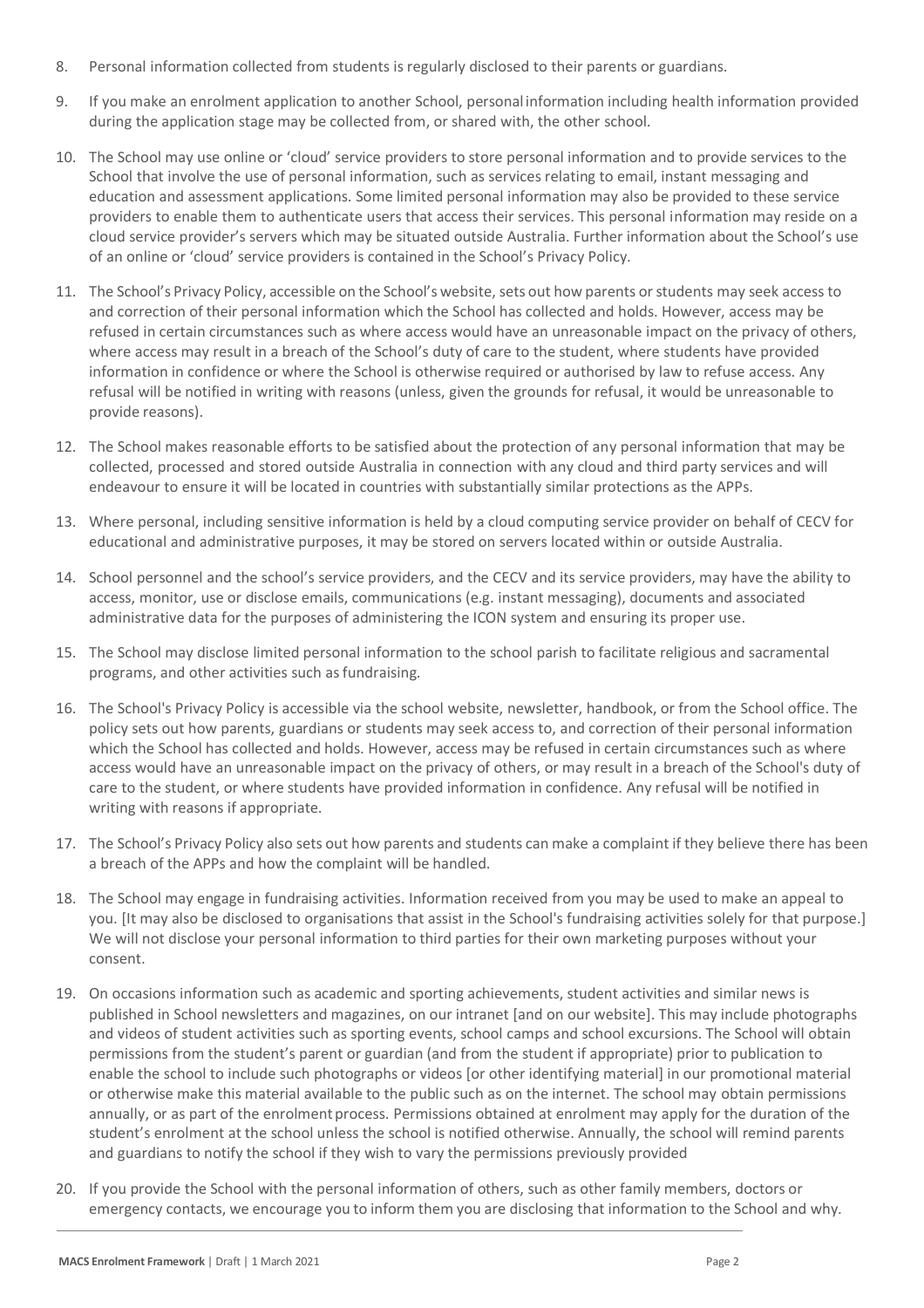8. Personal information collected from students is regularly disclosed to their parents or guardians.

9. If you make an enrolment application to another School, personal information including health information provided during the application stage may be collected from, or shared with, the other school.

10. The School may use online or 'cloud' service providers to store personal information and to provide services to the School that involve the use of personal information, such as services relating to email, instant messaging and education and assessment applications. Some limited personal information may also be provided to these service providers to enable them to authenticate users that access their services. This personal information may reside on a cloud service provider's servers which may be situated outside Australia. Further information about the School's use of an online or 'cloud' service providers is contained in the School's Privacy Policy.

11. The School's Privacy Policy, accessible on the School's website, sets out how parents or students may seek access to and correction of their personal information which the School has collected and holds. However, access may be refused in certain circumstances such as where access would have an unreasonable impact on the privacy of others, where access may result in a breach of the School's duty of care to the student, where students have provided information in confidence or where the School is otherwise required or authorised by law to refuse access. Any refusal will be notified in writing with reasons (unless, given the grounds for refusal, it would be unreasonable to provide reasons).

12. The School makes reasonable efforts to be satisfied about the protection of any personal information that may be collected, processed and stored outside Australia in connection with any cloud and third party services and will endeavour to ensure it will be located in countries with substantially similar protections as the APPs.

13. Where personal, including sensitive information is held by a cloud computing service provider on behalf of CECV for educational and administrative purposes, it may be stored on servers located within or outside Australia.

14. School personnel and the school's service providers, and the CECV and its service providers, may have the ability to access, monitor, use or disclose emails, communications (e.g. instant messaging), documents and associated administrative data for the purposes of administering the ICON system and ensuring its proper use.

15. The School may disclose limited personal information to the school parish to facilitate religious and sacramental programs, and other activities such as fundraising.

16. The School's Privacy Policy is accessible via the school website, newsletter, handbook, or from the School office. The policy sets out how parents, guardians or students may seek access to, and correction of their personal information which the School has collected and holds. However, access may be refused in certain circumstances such as where access would have an unreasonable impact on the privacy of others, or may result in a breach of the School's duty of care to the student, or where students have provided information in confidence. Any refusal will be notified in writing with reasons if appropriate.

17. The School's Privacy Policy also sets out how parents and students can make a complaint if they believe there has been a breach of the APPs and how the complaint will be handled.

18. The School may engage in fundraising activities. Information received from you may be used to make an appeal to you. [It may also be disclosed to organisations that assist in the School's fundraising activities solely for that purpose.] We will not disclose your personal information to third parties for their own marketing purposes without your consent.

19. On occasions information such as academic and sporting achievements, student activities and similar news is published in School newsletters and magazines, on our intranet [and on our website]. This may include photographs and videos of student activities such as sporting events, school camps and school excursions. The School will obtain permissions from the student's parent or guardian (and from the student if appropriate) prior to publication to enable the school to include such photographs or videos [or other identifying material] in our promotional material or otherwise make this material available to the public such as on the internet. The school may obtain permissions annually, or as part of the enrolment process. Permissions obtained at enrolment may apply for the duration of the student's enrolment at the school unless the school is notified otherwise. Annually, the school will remind parents and guardians to notify the school if they wish to vary the permissions previously provided

20. If you provide the School with the personal information of others, such as other family members, doctors or emergency contacts, we encourage you to inform them you are disclosing that information to the School and why.